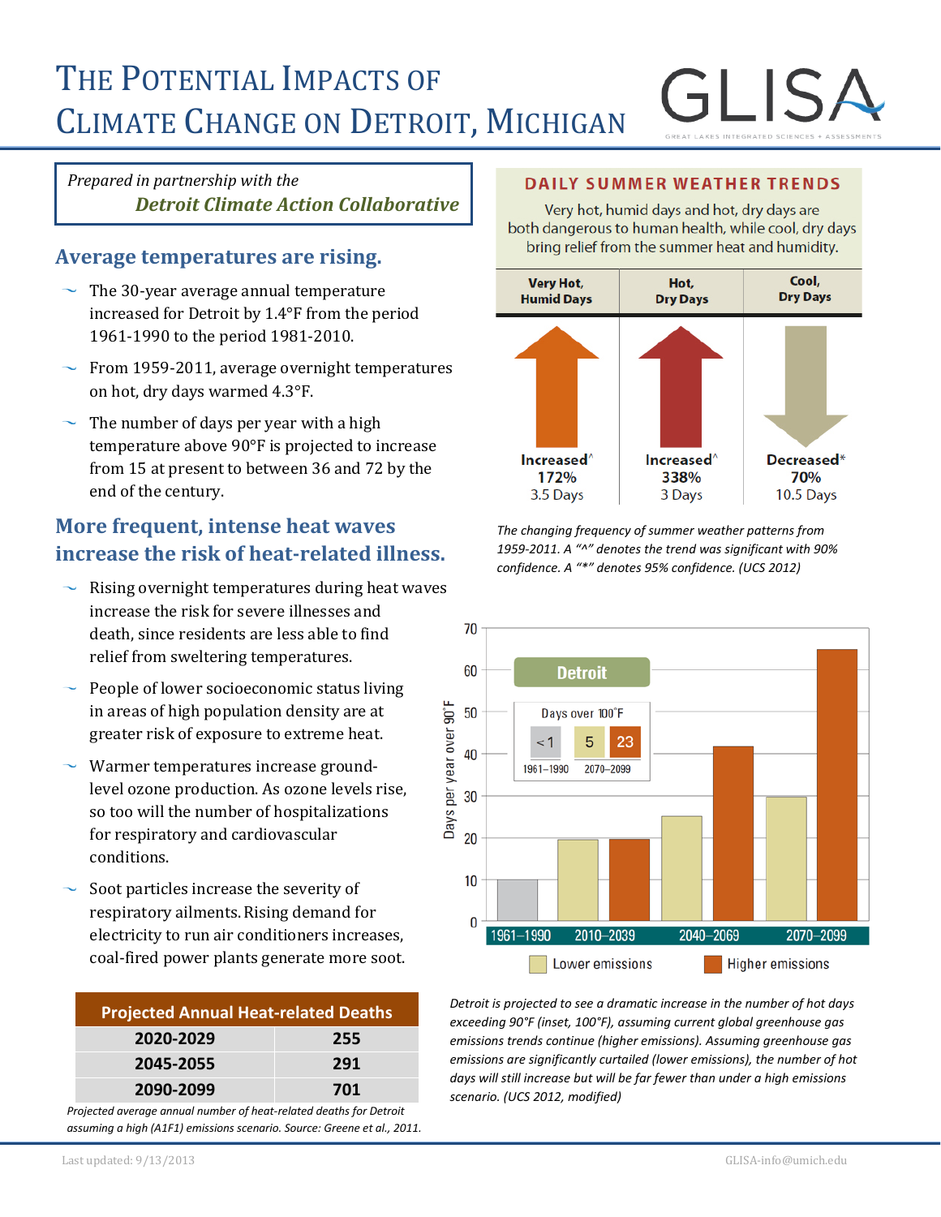# The Potential Impacts of Climate Change on Detroit, Michigan

GLISA — Great Lakes Integrated Sciences + Assessments

*Prepared in partnership with the* ***Detroit Climate Action Collaborative***

## Average temperatures are rising.

- The 30-year average annual temperature increased for Detroit by 1.4°F from the period 1961-1990 to the period 1981-2010.
- From 1959-2011, average overnight temperatures on hot, dry days warmed 4.3°F.
- The number of days per year with a high temperature above 90°F is projected to increase from 15 at present to between 36 and 72 by the end of the century.

## More frequent, intense heat waves increase the risk of heat-related illness.

- Rising overnight temperatures during heat waves increase the risk for severe illnesses and death, since residents are less able to find relief from sweltering temperatures.
- People of lower socioeconomic status living in areas of high population density are at greater risk of exposure to extreme heat.
- Warmer temperatures increase ground-level ozone production. As ozone levels rise, so too will the number of hospitalizations for respiratory and cardiovascular conditions.
- Soot particles increase the severity of respiratory ailments. Rising demand for electricity to run air conditioners increases, coal-fired power plants generate more soot.

| Projected Annual Heat-related Deaths | |
|---|---|
| 2020-2029 | 255 |
| 2045-2055 | 291 |
| 2090-2099 | 701 |

*Projected average annual number of heat-related deaths for Detroit assuming a high (A1F1) emissions scenario. Source: Greene et al., 2011.*

## Daily Summer Weather Trends

Very hot, humid days and hot, dry days are both dangerous to human health, while cool, dry days bring relief from the summer heat and humidity.

| Very Hot, Humid Days | Hot, Dry Days | Cool, Dry Days |
|---|---|---|
| Increased^ 172% 3.5 Days | Increased^ 338% 3 Days | Decreased* 70% 10.5 Days |

*The changing frequency of summer weather patterns from 1959-2011. A "^" denotes the trend was significant with 90% confidence. A "*" denotes 95% confidence. (UCS 2012)*

**Detroit** — Days per year over 90°F

| Period | Lower emissions | Higher emissions |
|---|---|---|
| 1961–1990 | 10 | |
| 2010–2039 | ~20 | ~20 |
| 2040–2069 | ~25 | ~42 |
| 2070–2099 | ~30 | ~65 |

Inset — Days over 100°F: 1961–1990: <1; 2070–2099: 5 (lower emissions), 23 (higher emissions)

*Detroit is projected to see a dramatic increase in the number of hot days exceeding 90°F (inset, 100°F), assuming current global greenhouse gas emissions trends continue (higher emissions). Assuming greenhouse gas emissions are significantly curtailed (lower emissions), the number of hot days will still increase but will be far fewer than under a high emissions scenario. (UCS 2012, modified)*

Last updated: 9/13/2013 GLISA-info@umich.edu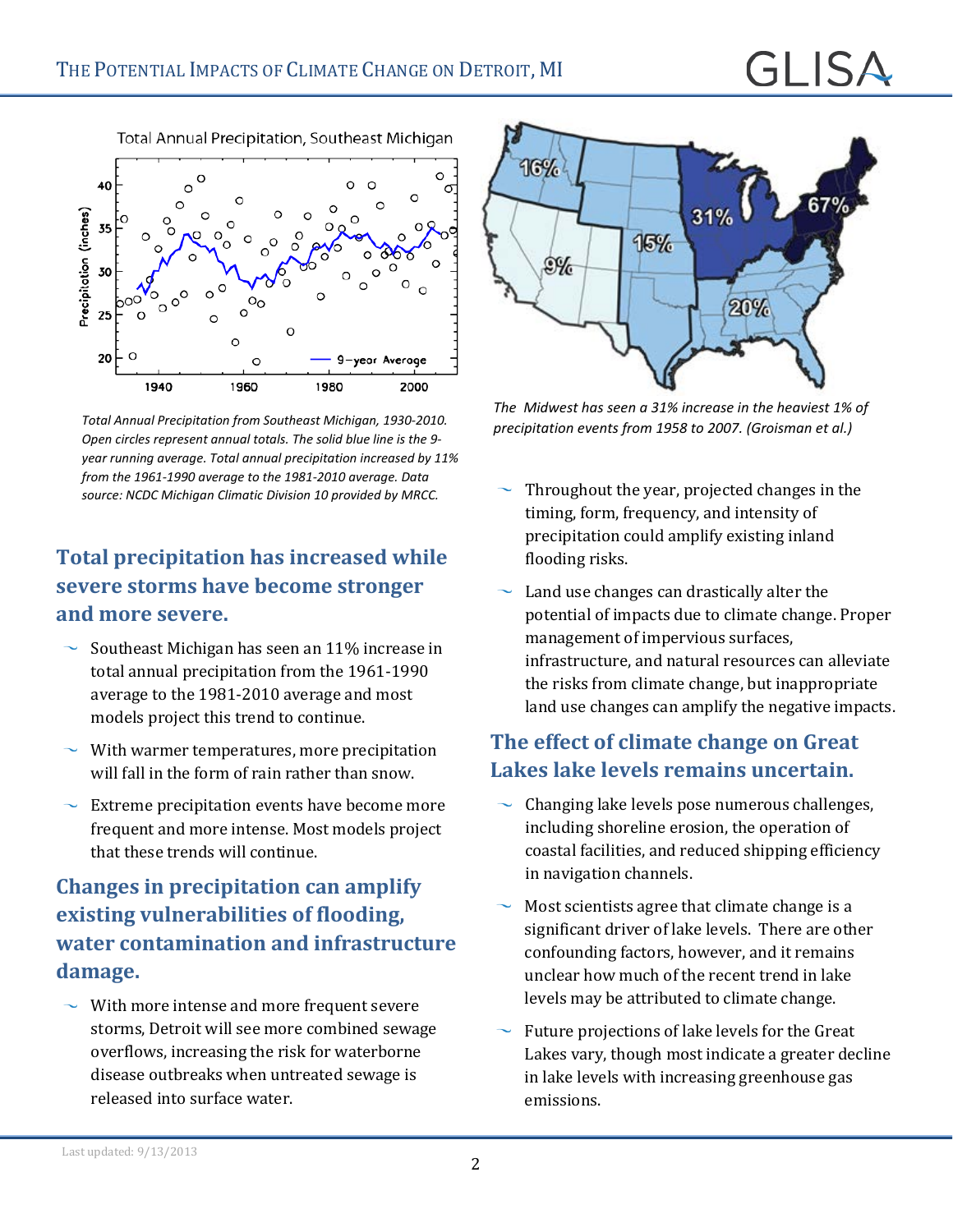Total Annual Precipitation, Southeast Michigan

Precipitation (inches)

40
35
30
25
20

1940
1960
1980
2000

9–year Average

*Total Annual Precipitation from Southeast Michigan, 1930-2010. Open circles represent annual totals. The solid blue line is the 9-year running average. Total annual precipitation increased by 11% from the 1961-1990 average to the 1981-2010 average. Data source: NCDC Michigan Climatic Division 10 provided by MRCC.*

16%
9%
15%
31%
20%
67%

*The Midwest has seen a 31% increase in the heaviest 1% of precipitation events from 1958 to 2007. (Groisman et al.)*

## Total precipitation has increased while severe storms have become stronger and more severe.

- Southeast Michigan has seen an 11% increase in total annual precipitation from the 1961-1990 average to the 1981-2010 average and most models project this trend to continue.
- With warmer temperatures, more precipitation will fall in the form of rain rather than snow.
- Extreme precipitation events have become more frequent and more intense. Most models project that these trends will continue.

## Changes in precipitation can amplify existing vulnerabilities of flooding, water contamination and infrastructure damage.

- With more intense and more frequent severe storms, Detroit will see more combined sewage overflows, increasing the risk for waterborne disease outbreaks when untreated sewage is released into surface water.
- Throughout the year, projected changes in the timing, form, frequency, and intensity of precipitation could amplify existing inland flooding risks.
- Land use changes can drastically alter the potential of impacts due to climate change. Proper management of impervious surfaces, infrastructure, and natural resources can alleviate the risks from climate change, but inappropriate land use changes can amplify the negative impacts.

## The effect of climate change on Great Lakes lake levels remains uncertain.

- Changing lake levels pose numerous challenges, including shoreline erosion, the operation of coastal facilities, and reduced shipping efficiency in navigation channels.
- Most scientists agree that climate change is a significant driver of lake levels. There are other confounding factors, however, and it remains unclear how much of the recent trend in lake levels may be attributed to climate change.
- Future projections of lake levels for the Great Lakes vary, though most indicate a greater decline in lake levels with increasing greenhouse gas emissions.